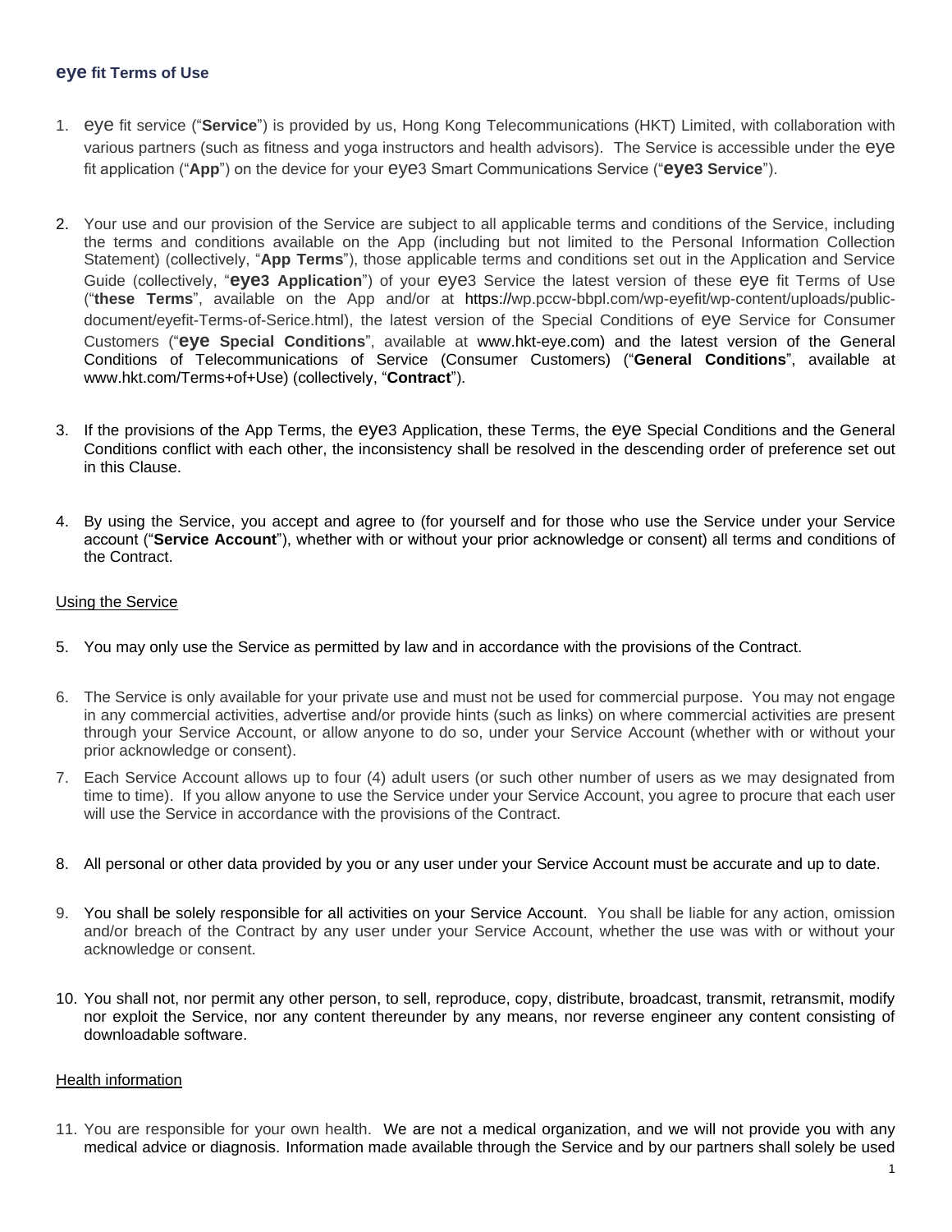## eye fit Terms of Use

1. eye fit service ("**Service**") is provided by us, Hong Kong Telecommunications (HKT) Limited, with collaboration with various partners (such as fitness and yoga instructors and health advisors). The Service is accessible under the eye fit application ("**App**") on the device for your eye3 Smart Communications Service ("**eye3 Service**").

2. Your use and our provision of the Service are subject to all applicable terms and conditions of the Service, including the terms and conditions available on the App (including but not limited to the Personal Information Collection Statement) (collectively, "**App Terms**"), those applicable terms and conditions set out in the Application and Service Guide (collectively, "**eye3 Application**") of your eye3 Service the latest version of these eye fit Terms of Use ("**these Terms**", available on the App and/or at https://wp.pccw-bbpl.com/wp-eyefit/wp-content/uploads/public-document/eyefit-Terms-of-Serice.html), the latest version of the Special Conditions of eye Service for Consumer Customers ("**eye Special Conditions**", available at www.hkt-eye.com) and the latest version of the General Conditions of Telecommunications of Service (Consumer Customers) ("**General Conditions**", available at www.hkt.com/Terms+of+Use) (collectively, "**Contract**").

3. If the provisions of the App Terms, the eye3 Application, these Terms, the eye Special Conditions and the General Conditions conflict with each other, the inconsistency shall be resolved in the descending order of preference set out in this Clause.

4. By using the Service, you accept and agree to (for yourself and for those who use the Service under your Service account ("**Service Account**"), whether with or without your prior acknowledge or consent) all terms and conditions of the Contract.

### Using the Service

5. You may only use the Service as permitted by law and in accordance with the provisions of the Contract.

6. The Service is only available for your private use and must not be used for commercial purpose. You may not engage in any commercial activities, advertise and/or provide hints (such as links) on where commercial activities are present through your Service Account, or allow anyone to do so, under your Service Account (whether with or without your prior acknowledge or consent).

7. Each Service Account allows up to four (4) adult users (or such other number of users as we may designated from time to time). If you allow anyone to use the Service under your Service Account, you agree to procure that each user will use the Service in accordance with the provisions of the Contract.

8. All personal or other data provided by you or any user under your Service Account must be accurate and up to date.

9. You shall be solely responsible for all activities on your Service Account. You shall be liable for any action, omission and/or breach of the Contract by any user under your Service Account, whether the use was with or without your acknowledge or consent.

10. You shall not, nor permit any other person, to sell, reproduce, copy, distribute, broadcast, transmit, retransmit, modify nor exploit the Service, nor any content thereunder by any means, nor reverse engineer any content consisting of downloadable software.

### Health information

11. You are responsible for your own health. We are not a medical organization, and we will not provide you with any medical advice or diagnosis. Information made available through the Service and by our partners shall solely be used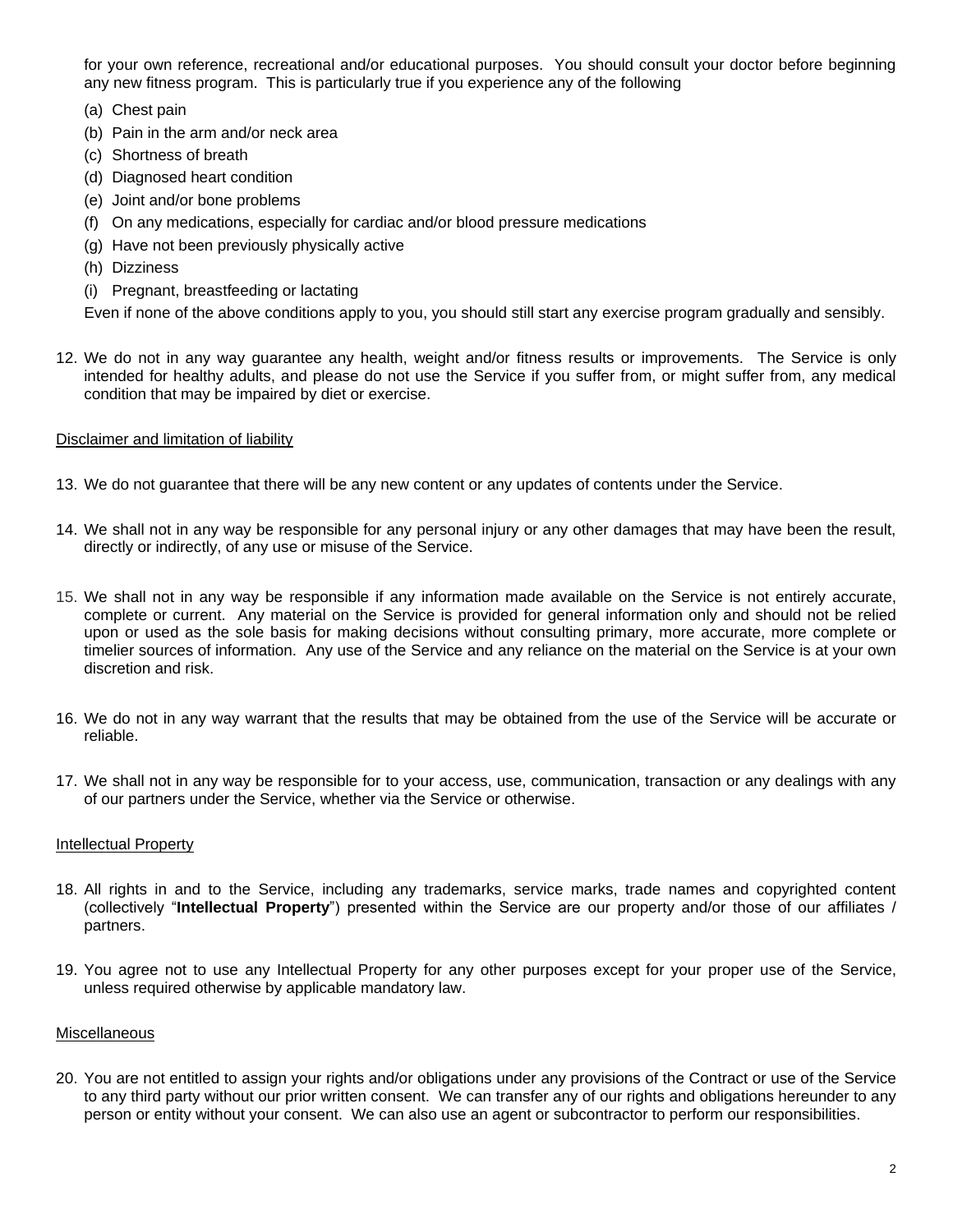for your own reference, recreational and/or educational purposes. You should consult your doctor before beginning any new fitness program. This is particularly true if you experience any of the following

(a) Chest pain
(b) Pain in the arm and/or neck area
(c) Shortness of breath
(d) Diagnosed heart condition
(e) Joint and/or bone problems
(f) On any medications, especially for cardiac and/or blood pressure medications
(g) Have not been previously physically active
(h) Dizziness
(i) Pregnant, breastfeeding or lactating

Even if none of the above conditions apply to you, you should still start any exercise program gradually and sensibly.

12. We do not in any way guarantee any health, weight and/or fitness results or improvements. The Service is only intended for healthy adults, and please do not use the Service if you suffer from, or might suffer from, any medical condition that may be impaired by diet or exercise.

<u>Disclaimer and limitation of liability</u>

13. We do not guarantee that there will be any new content or any updates of contents under the Service.

14. We shall not in any way be responsible for any personal injury or any other damages that may have been the result, directly or indirectly, of any use or misuse of the Service.

15. We shall not in any way be responsible if any information made available on the Service is not entirely accurate, complete or current. Any material on the Service is provided for general information only and should not be relied upon or used as the sole basis for making decisions without consulting primary, more accurate, more complete or timelier sources of information. Any use of the Service and any reliance on the material on the Service is at your own discretion and risk.

16. We do not in any way warrant that the results that may be obtained from the use of the Service will be accurate or reliable.

17. We shall not in any way be responsible for to your access, use, communication, transaction or any dealings with any of our partners under the Service, whether via the Service or otherwise.

<u>Intellectual Property</u>

18. All rights in and to the Service, including any trademarks, service marks, trade names and copyrighted content (collectively "**Intellectual Property**") presented within the Service are our property and/or those of our affiliates / partners.

19. You agree not to use any Intellectual Property for any other purposes except for your proper use of the Service, unless required otherwise by applicable mandatory law.

<u>Miscellaneous</u>

20. You are not entitled to assign your rights and/or obligations under any provisions of the Contract or use of the Service to any third party without our prior written consent. We can transfer any of our rights and obligations hereunder to any person or entity without your consent. We can also use an agent or subcontractor to perform our responsibilities.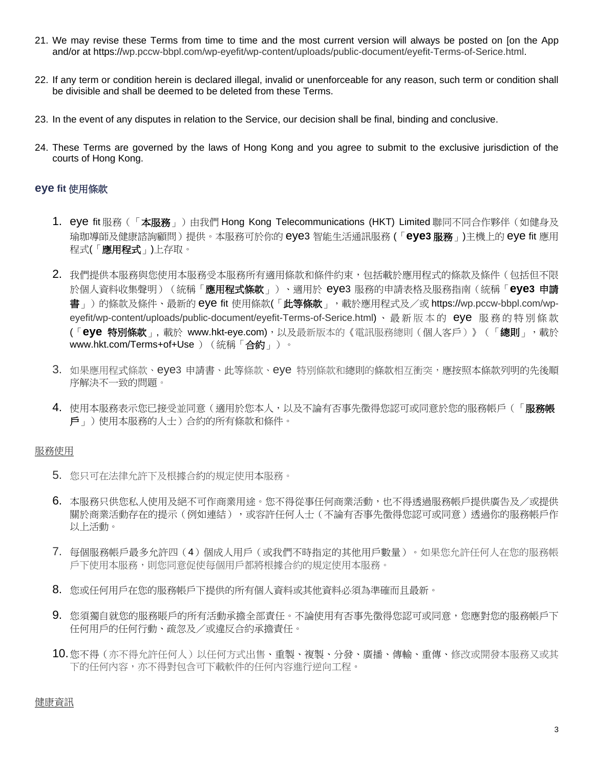21. We may revise these Terms from time to time and the most current version will always be posted on [on the App and/or at https://wp.pccw-bbpl.com/wp-eyefit/wp-content/uploads/public-document/eyefit-Terms-of-Serice.html.

22. If any term or condition herein is declared illegal, invalid or unenforceable for any reason, such term or condition shall be divisible and shall be deemed to be deleted from these Terms.

23. In the event of any disputes in relation to the Service, our decision shall be final, binding and conclusive.

24. These Terms are governed by the laws of Hong Kong and you agree to submit to the exclusive jurisdiction of the courts of Hong Kong.

## eye fit 使用條款

1. eye fit 服務（「**本服務**」）由我們 Hong Kong Telecommunications (HKT) Limited 聯同不同合作夥伴（如健身及瑜珈導師及健康諮詢顧問）提供。本服務可於你的 eye3 智能生活通訊服務 (「**eye3 服務**」)主機上的 eye fit 應用程式(「**應用程式**」)上存取。

2. 我們提供本服務與您使用本服務受本服務所有適用條款和條件約束，包括載於應用程式的條款及條件（包括但不限於個人資料收集聲明）（統稱「**應用程式條款**」）、適用於 eye3 服務的申請表格及服務指南（統稱「**eye3 申請書**」）的條款及條件、最新的 eye fit 使用條款(「**此等條款**」，載於應用程式及／或 https://wp.pccw-bbpl.com/wp-eyefit/wp-content/uploads/public-document/eyefit-Terms-of-Serice.html)、最新版本的 eye 服務的特別條款 (「**eye 特別條款**」，載於 www.hkt-eye.com)，以及最新版本的《電訊服務總則（個人客戶）》（「**總則**」，載於 www.hkt.com/Terms+of+Use ）（統稱「**合約**」）。

3. 如果應用程式條款、eye3 申請書、此等條款、eye 特別條款和總則的條款相互衝突，應按照本條款列明的先後順序解決不一致的問題。

4. 使用本服務表示您已接受並同意（適用於您本人，以及不論有否事先徵得您認可或同意於您的服務帳戶（「**服務帳戶**」）使用本服務的人士）合約的所有條款和條件。

<u>服務使用</u>

5. 您只可在法律允許下及根據合約的規定使用本服務。

6. 本服務只供您私人使用及絕不可作商業用途。您不得從事任何商業活動，也不得透過服務帳戶提供廣告及／或提供關於商業活動存在的提示（例如連結），或容許任何人士（不論有否事先徵得您認可或同意）透過你的服務帳戶作以上活動。

7. 每個服務帳戶最多允許四（4）個成人用戶（或我們不時指定的其他用戶數量）。如果您允許任何人在您的服務帳戶下使用本服務，則您同意促使每個用戶都將根據合約的規定使用本服務。

8. 您或任何用戶在您的服務帳戶下提供的所有個人資料或其他資料必須為準確而且最新。

9. 您須獨自就您的服務賬戶的所有活動承擔全部責任。不論使用有否事先徵得您認可或同意，您應對您的服務帳戶下任何用戶的任何行動、疏忽及／或違反合約承擔責任。

10. 您不得（亦不得允許任何人）以任何方式出售、重製、複製、分發、廣播、傳輸、重傳、修改或開發本服務又或其下的任何內容，亦不得對包含可下載軟件的任何內容進行逆向工程。

<u>健康資訊</u>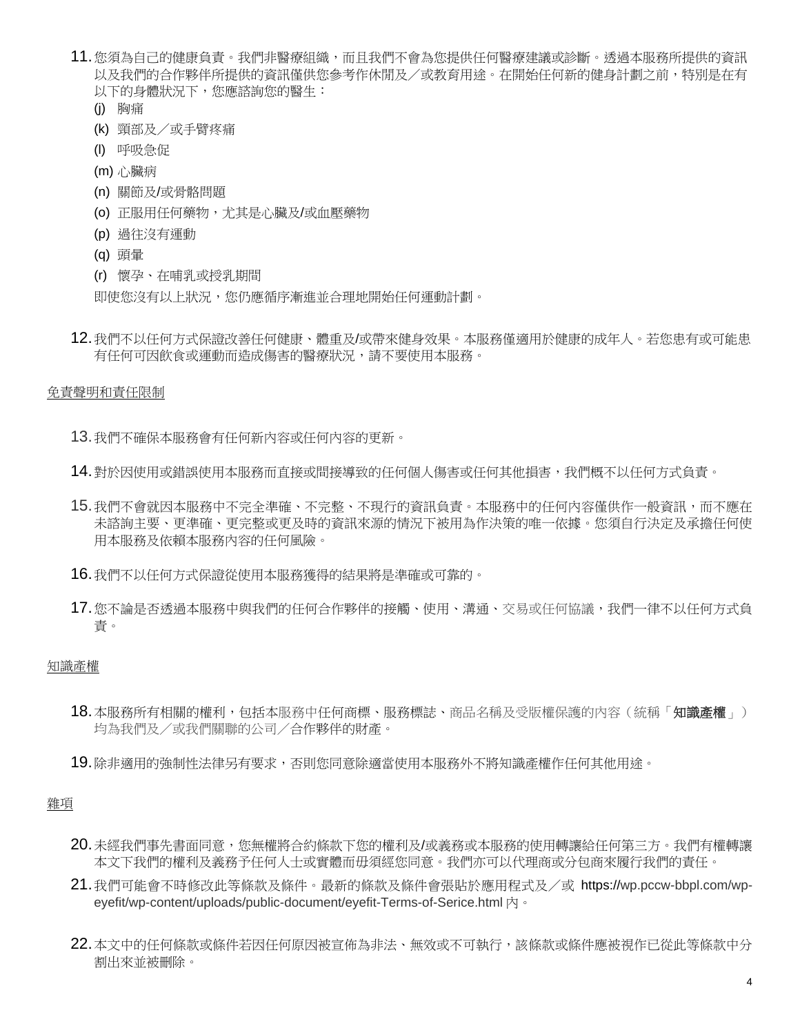11. 您須為自己的健康負責。我們非醫療組織，而且我們不會為您提供任何醫療建議或診斷。透過本服務所提供的資訊以及我們的合作夥伴所提供的資訊僅供您參考作休閒及／或教育用途。在開始任何新的健身計劃之前，特別是在有以下的身體狀況下，您應諮詢您的醫生：

    (j) 胸痛

    (k) 頸部及／或手臂疼痛

    (l) 呼吸急促

    (m) 心臟病

    (n) 關節及/或骨骼問題

    (o) 正服用任何藥物，尤其是心臟及/或血壓藥物

    (p) 過往沒有運動

    (q) 頭暈

    (r) 懷孕、在哺乳或授乳期間

    即使您沒有以上狀況，您仍應循序漸進並合理地開始任何運動計劃。

12. 我們不以任何方式保證改善任何健康、體重及/或帶來健身效果。本服務僅適用於健康的成年人。若您患有或可能患有任何可因飲食或運動而造成傷害的醫療狀況，請不要使用本服務。

<u>免責聲明和責任限制</u>

13. 我們不確保本服務會有任何新內容或任何內容的更新。

14. 對於因使用或錯誤使用本服務而直接或間接導致的任何個人傷害或任何其他損害，我們概不以任何方式負責。

15. 我們不會就因本服務中不完全準確、不完整、不現行的資訊負責。本服務中的任何內容僅供作一般資訊，而不應在未諮詢主要、更準確、更完整或更及時的資訊來源的情況下被用為作決策的唯一依據。您須自行決定及承擔任何使用本服務及依賴本服務內容的任何風險。

16. 我們不以任何方式保證從使用本服務獲得的結果將是準確或可靠的。

17. 您不論是否透過本服務中與我們的任何合作夥伴的接觸、使用、溝通、交易或任何協議，我們一律不以任何方式負責。

<u>知識產權</u>

18. 本服務所有相關的權利，包括本服務中任何商標、服務標誌、商品名稱及受版權保護的內容（統稱「**知識產權**」）均為我們及／或我們關聯的公司／合作夥伴的財產。

19. 除非適用的強制性法律另有要求，否則您同意除適當使用本服務外不將知識產權作任何其他用途。

<u>雜項</u>

20. 未經我們事先書面同意，您無權將合約條款下您的權利及/或義務或本服務的使用轉讓給任何第三方。我們有權轉讓本文下我們的權利及義務予任何人士或實體而毋須經您同意。我們亦可以代理商或分包商來履行我們的責任。

21. 我們可能會不時修改此等條款及條件。最新的條款及條件會張貼於應用程式及／或 https://wp.pccw-bbpl.com/wp-eyefit/wp-content/uploads/public-document/eyefit-Terms-of-Serice.html 內。

22. 本文中的任何條款或條件若因任何原因被宣佈為非法、無效或不可執行，該條款或條件應被視作已從此等條款中分割出來並被刪除。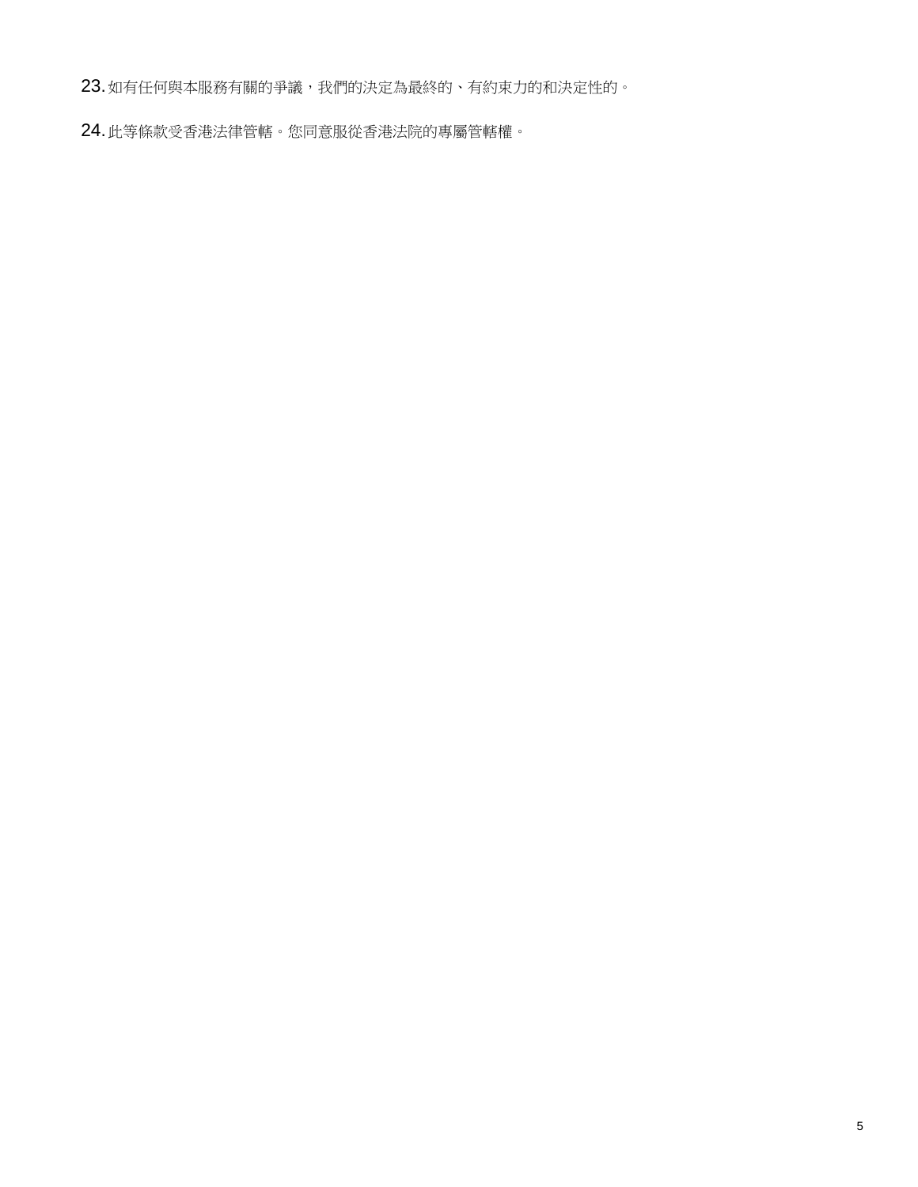23. 如有任何與本服務有關的爭議，我們的決定為最終的、有約束力的和決定性的。

24. 此等條款受香港法律管轄。您同意服從香港法院的專屬管轄權。